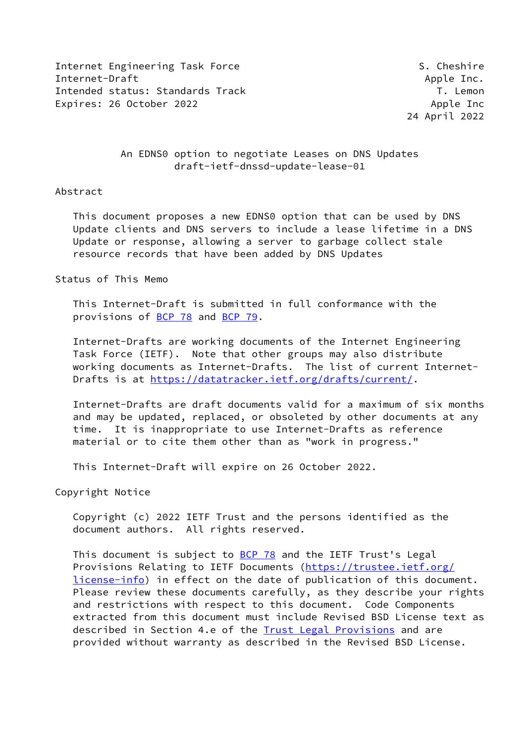Internet Engineering Task Force S. Cheshire
Internet-Draft Apple Inc.
Intended status: Standards Track T. Lemon
Expires: 26 October 2022 Apple Inc
24 April 2022

# An EDNS0 option to negotiate Leases on DNS Updates
draft-ietf-dnssd-update-lease-01

## Abstract

This document proposes a new EDNS0 option that can be used by DNS Update clients and DNS servers to include a lease lifetime in a DNS Update or response, allowing a server to garbage collect stale resource records that have been added by DNS Updates

## Status of This Memo

This Internet-Draft is submitted in full conformance with the provisions of BCP 78 and BCP 79.

Internet-Drafts are working documents of the Internet Engineering Task Force (IETF). Note that other groups may also distribute working documents as Internet-Drafts. The list of current Internet-Drafts is at https://datatracker.ietf.org/drafts/current/.

Internet-Drafts are draft documents valid for a maximum of six months and may be updated, replaced, or obsoleted by other documents at any time. It is inappropriate to use Internet-Drafts as reference material or to cite them other than as "work in progress."

This Internet-Draft will expire on 26 October 2022.

## Copyright Notice

Copyright (c) 2022 IETF Trust and the persons identified as the document authors. All rights reserved.

This document is subject to BCP 78 and the IETF Trust's Legal Provisions Relating to IETF Documents (https://trustee.ietf.org/license-info) in effect on the date of publication of this document. Please review these documents carefully, as they describe your rights and restrictions with respect to this document. Code Components extracted from this document must include Revised BSD License text as described in Section 4.e of the Trust Legal Provisions and are provided without warranty as described in the Revised BSD License.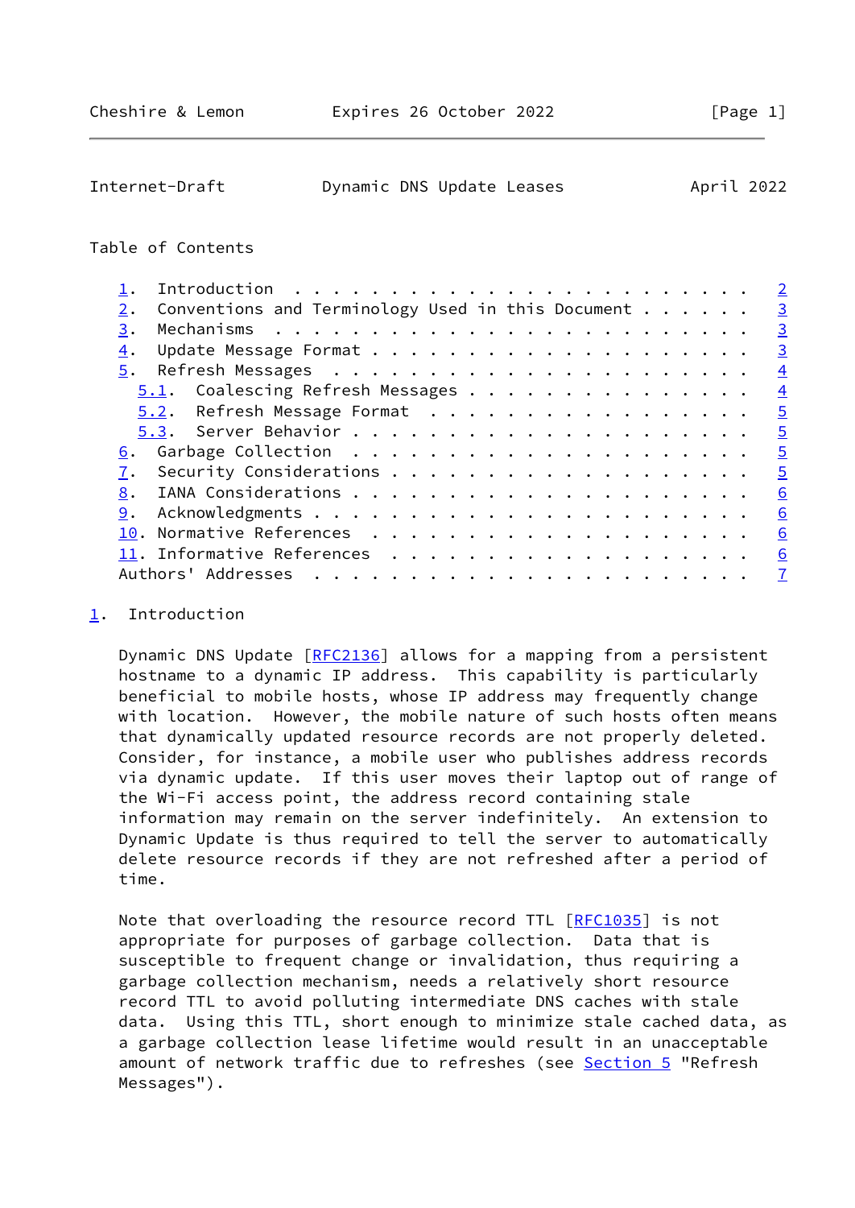Table of Contents

1. Introduction . . . . . . . . . . . . . . . . . . . . . . . . 2
2. Conventions and Terminology Used in this Document . . . . . . 3
3. Mechanisms . . . . . . . . . . . . . . . . . . . . . . . . . 3
4. Update Message Format . . . . . . . . . . . . . . . . . . . . 3
5. Refresh Messages . . . . . . . . . . . . . . . . . . . . . . 4
   5.1. Coalescing Refresh Messages . . . . . . . . . . . . . . . 4
   5.2. Refresh Message Format . . . . . . . . . . . . . . . . . 5
   5.3. Server Behavior . . . . . . . . . . . . . . . . . . . . . 5
6. Garbage Collection . . . . . . . . . . . . . . . . . . . . . 5
7. Security Considerations . . . . . . . . . . . . . . . . . . . 5
8. IANA Considerations . . . . . . . . . . . . . . . . . . . . . 6
9. Acknowledgments . . . . . . . . . . . . . . . . . . . . . . . 6
10. Normative References . . . . . . . . . . . . . . . . . . . . 6
11. Informative References . . . . . . . . . . . . . . . . . . . 6
Authors' Addresses . . . . . . . . . . . . . . . . . . . . . . . 7

## 1. Introduction

Dynamic DNS Update [RFC2136] allows for a mapping from a persistent hostname to a dynamic IP address. This capability is particularly beneficial to mobile hosts, whose IP address may frequently change with location. However, the mobile nature of such hosts often means that dynamically updated resource records are not properly deleted. Consider, for instance, a mobile user who publishes address records via dynamic update. If this user moves their laptop out of range of the Wi-Fi access point, the address record containing stale information may remain on the server indefinitely. An extension to Dynamic Update is thus required to tell the server to automatically delete resource records if they are not refreshed after a period of time.

Note that overloading the resource record TTL [RFC1035] is not appropriate for purposes of garbage collection. Data that is susceptible to frequent change or invalidation, thus requiring a garbage collection mechanism, needs a relatively short resource record TTL to avoid polluting intermediate DNS caches with stale data. Using this TTL, short enough to minimize stale cached data, as a garbage collection lease lifetime would result in an unacceptable amount of network traffic due to refreshes (see Section 5 "Refresh Messages").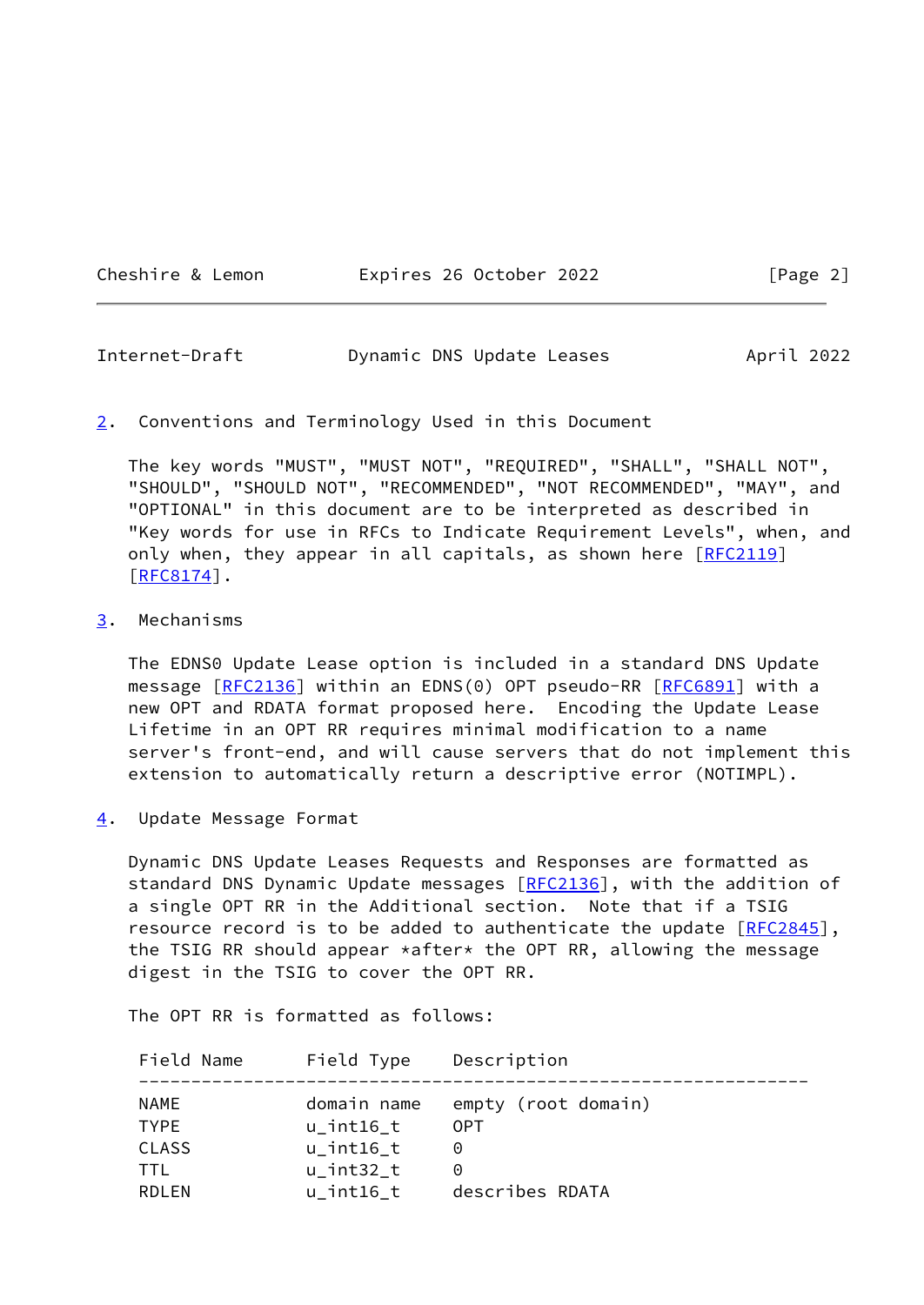## 2. Conventions and Terminology Used in this Document

The key words "MUST", "MUST NOT", "REQUIRED", "SHALL", "SHALL NOT", "SHOULD", "SHOULD NOT", "RECOMMENDED", "NOT RECOMMENDED", "MAY", and "OPTIONAL" in this document are to be interpreted as described in "Key words for use in RFCs to Indicate Requirement Levels", when, and only when, they appear in all capitals, as shown here [RFC2119] [RFC8174].

## 3. Mechanisms

The EDNS0 Update Lease option is included in a standard DNS Update message [RFC2136] within an EDNS(0) OPT pseudo-RR [RFC6891] with a new OPT and RDATA format proposed here. Encoding the Update Lease Lifetime in an OPT RR requires minimal modification to a name server's front-end, and will cause servers that do not implement this extension to automatically return a descriptive error (NOTIMPL).

## 4. Update Message Format

Dynamic DNS Update Leases Requests and Responses are formatted as standard DNS Dynamic Update messages [RFC2136], with the addition of a single OPT RR in the Additional section. Note that if a TSIG resource record is to be added to authenticate the update [RFC2845], the TSIG RR should appear *after* the OPT RR, allowing the message digest in the TSIG to cover the OPT RR.

The OPT RR is formatted as follows:

| Field Name | Field Type | Description |
|---|---|---|
| NAME | domain name | empty (root domain) |
| TYPE | u_int16_t | OPT |
| CLASS | u_int16_t | 0 |
| TTL | u_int32_t | 0 |
| RDLEN | u_int16_t | describes RDATA |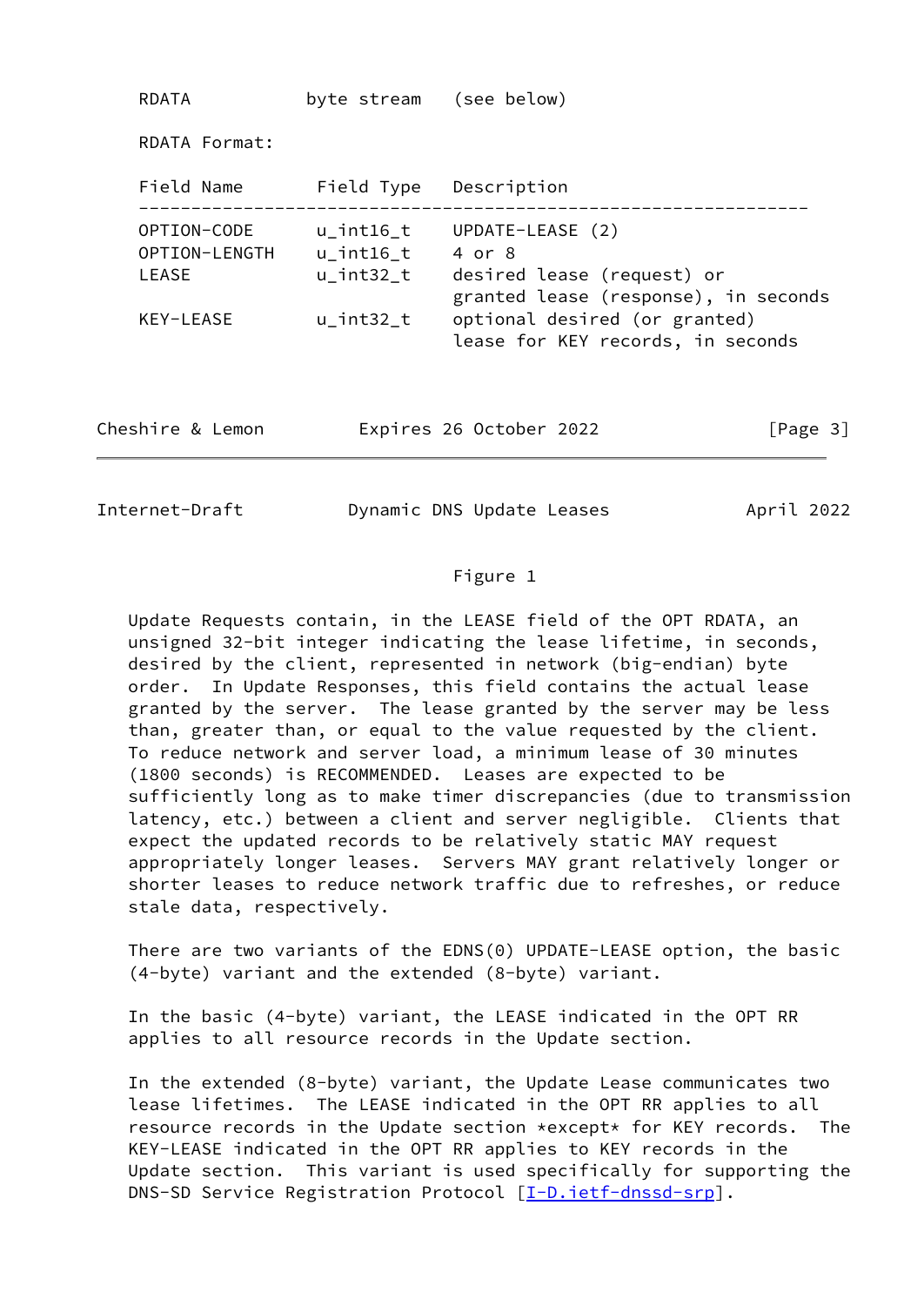RDATA          byte stream   (see below)

RDATA Format:

| Field Name | Field Type | Description |
| --- | --- | --- |
| OPTION-CODE | u_int16_t | UPDATE-LEASE (2) |
| OPTION-LENGTH | u_int16_t | 4 or 8 |
| LEASE | u_int32_t | desired lease (request) or granted lease (response), in seconds |
| KEY-LEASE | u_int32_t | optional desired (or granted) lease for KEY records, in seconds |

Figure 1

Update Requests contain, in the LEASE field of the OPT RDATA, an unsigned 32-bit integer indicating the lease lifetime, in seconds, desired by the client, represented in network (big-endian) byte order. In Update Responses, this field contains the actual lease granted by the server. The lease granted by the server may be less than, greater than, or equal to the value requested by the client. To reduce network and server load, a minimum lease of 30 minutes (1800 seconds) is RECOMMENDED. Leases are expected to be sufficiently long as to make timer discrepancies (due to transmission latency, etc.) between a client and server negligible. Clients that expect the updated records to be relatively static MAY request appropriately longer leases. Servers MAY grant relatively longer or shorter leases to reduce network traffic due to refreshes, or reduce stale data, respectively.

There are two variants of the EDNS(0) UPDATE-LEASE option, the basic (4-byte) variant and the extended (8-byte) variant.

In the basic (4-byte) variant, the LEASE indicated in the OPT RR applies to all resource records in the Update section.

In the extended (8-byte) variant, the Update Lease communicates two lease lifetimes. The LEASE indicated in the OPT RR applies to all resource records in the Update section *except* for KEY records. The KEY-LEASE indicated in the OPT RR applies to KEY records in the Update section. This variant is used specifically for supporting the DNS-SD Service Registration Protocol [I-D.ietf-dnssd-srp].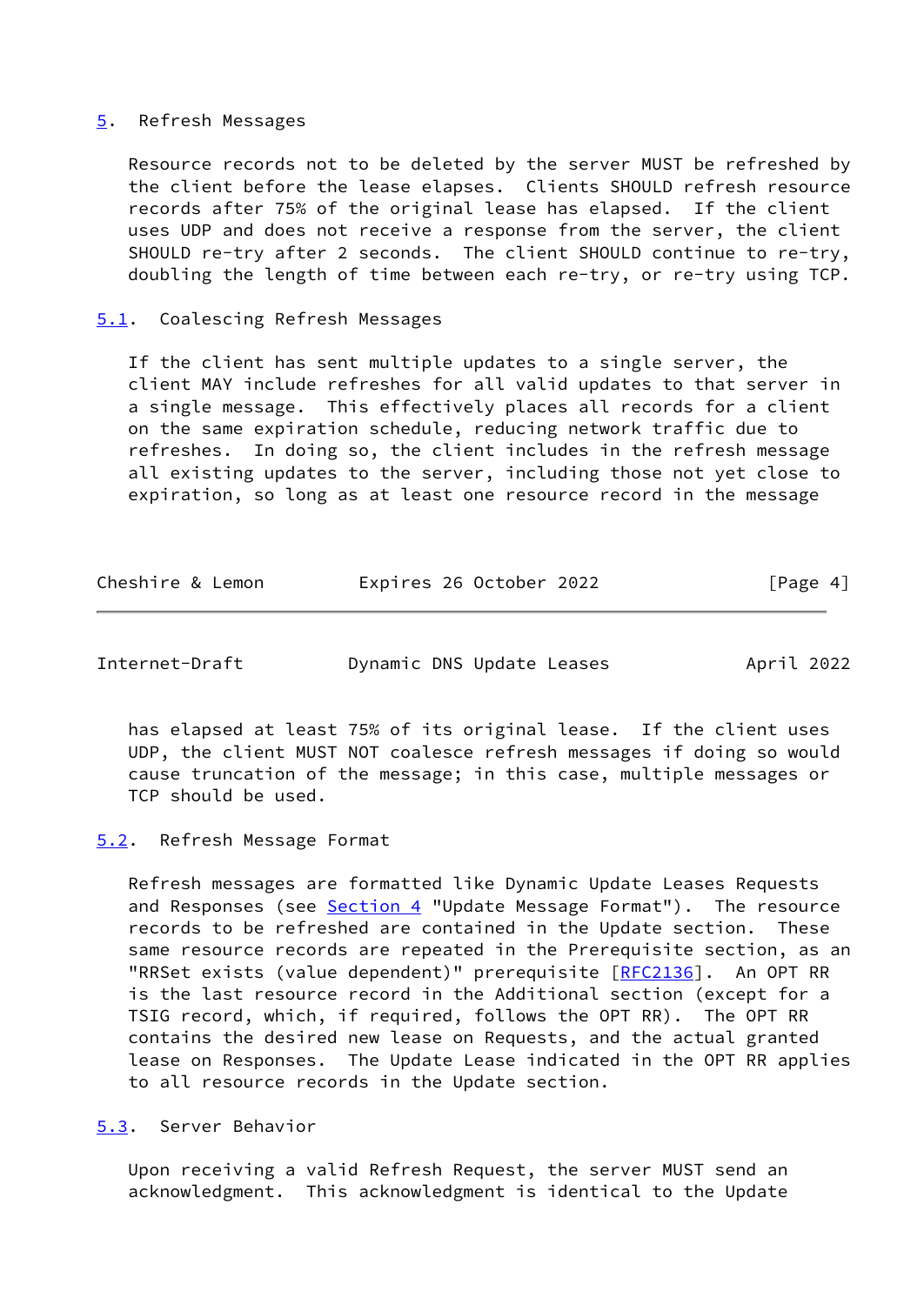## 5. Refresh Messages

Resource records not to be deleted by the server MUST be refreshed by the client before the lease elapses. Clients SHOULD refresh resource records after 75% of the original lease has elapsed. If the client uses UDP and does not receive a response from the server, the client SHOULD re-try after 2 seconds. The client SHOULD continue to re-try, doubling the length of time between each re-try, or re-try using TCP.

### 5.1. Coalescing Refresh Messages

If the client has sent multiple updates to a single server, the client MAY include refreshes for all valid updates to that server in a single message. This effectively places all records for a client on the same expiration schedule, reducing network traffic due to refreshes. In doing so, the client includes in the refresh message all existing updates to the server, including those not yet close to expiration, so long as at least one resource record in the message has elapsed at least 75% of its original lease. If the client uses UDP, the client MUST NOT coalesce refresh messages if doing so would cause truncation of the message; in this case, multiple messages or TCP should be used.

### 5.2. Refresh Message Format

Refresh messages are formatted like Dynamic Update Leases Requests and Responses (see Section 4 "Update Message Format"). The resource records to be refreshed are contained in the Update section. These same resource records are repeated in the Prerequisite section, as an "RRSet exists (value dependent)" prerequisite [RFC2136]. An OPT RR is the last resource record in the Additional section (except for a TSIG record, which, if required, follows the OPT RR). The OPT RR contains the desired new lease on Requests, and the actual granted lease on Responses. The Update Lease indicated in the OPT RR applies to all resource records in the Update section.

### 5.3. Server Behavior

Upon receiving a valid Refresh Request, the server MUST send an acknowledgment. This acknowledgment is identical to the Update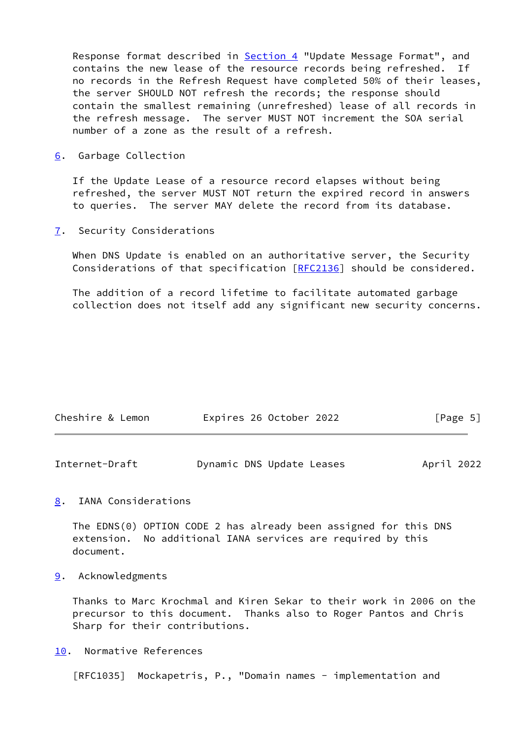Response format described in Section 4 "Update Message Format", and contains the new lease of the resource records being refreshed. If no records in the Refresh Request have completed 50% of their leases, the server SHOULD NOT refresh the records; the response should contain the smallest remaining (unrefreshed) lease of all records in the refresh message. The server MUST NOT increment the SOA serial number of a zone as the result of a refresh.

## 6. Garbage Collection

If the Update Lease of a resource record elapses without being refreshed, the server MUST NOT return the expired record in answers to queries. The server MAY delete the record from its database.

## 7. Security Considerations

When DNS Update is enabled on an authoritative server, the Security Considerations of that specification [RFC2136] should be considered.

The addition of a record lifetime to facilitate automated garbage collection does not itself add any significant new security concerns.

## 8. IANA Considerations

The EDNS(0) OPTION CODE 2 has already been assigned for this DNS extension. No additional IANA services are required by this document.

## 9. Acknowledgments

Thanks to Marc Krochmal and Kiren Sekar to their work in 2006 on the precursor to this document. Thanks also to Roger Pantos and Chris Sharp for their contributions.

## 10. Normative References

[RFC1035] Mockapetris, P., "Domain names - implementation and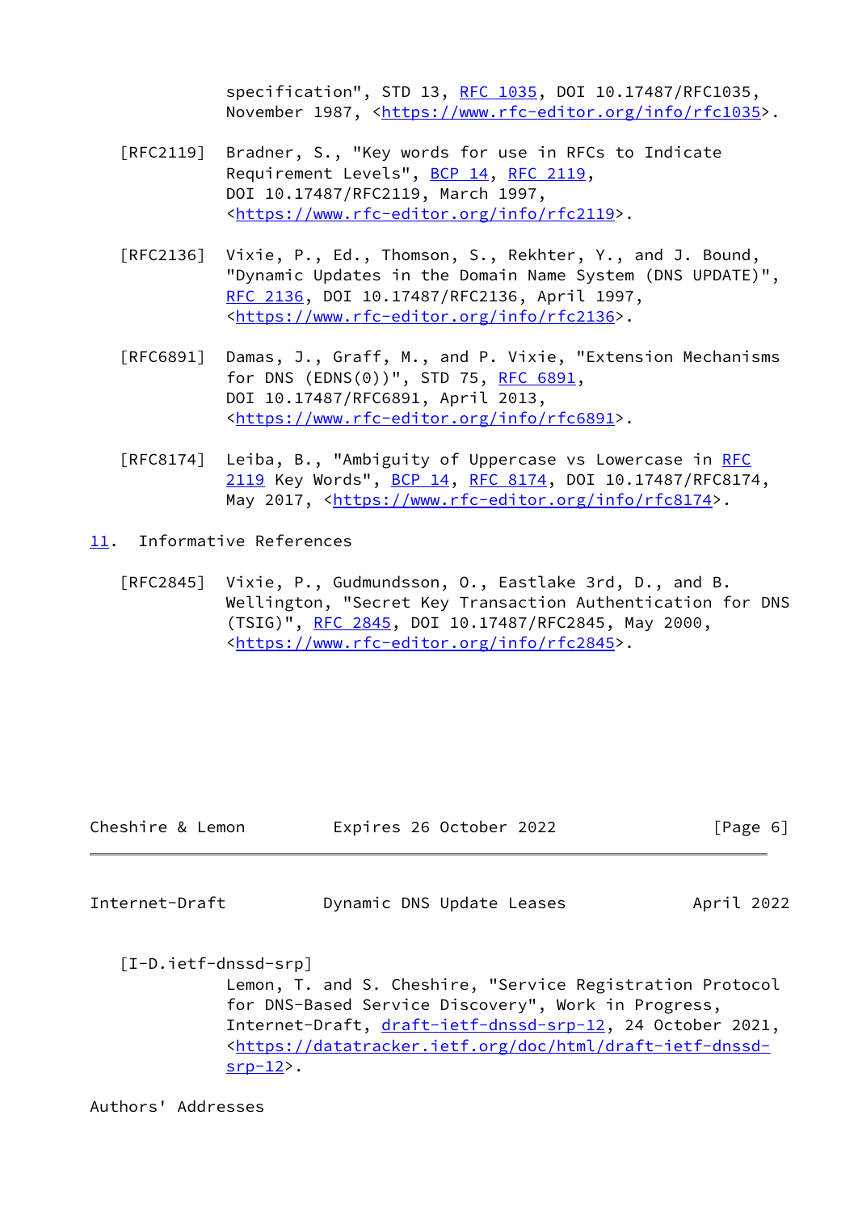specification", STD 13, RFC 1035, DOI 10.17487/RFC1035, November 1987, <https://www.rfc-editor.org/info/rfc1035>.

[RFC2119] Bradner, S., "Key words for use in RFCs to Indicate Requirement Levels", BCP 14, RFC 2119, DOI 10.17487/RFC2119, March 1997, <https://www.rfc-editor.org/info/rfc2119>.

[RFC2136] Vixie, P., Ed., Thomson, S., Rekhter, Y., and J. Bound, "Dynamic Updates in the Domain Name System (DNS UPDATE)", RFC 2136, DOI 10.17487/RFC2136, April 1997, <https://www.rfc-editor.org/info/rfc2136>.

[RFC6891] Damas, J., Graff, M., and P. Vixie, "Extension Mechanisms for DNS (EDNS(0))", STD 75, RFC 6891, DOI 10.17487/RFC6891, April 2013, <https://www.rfc-editor.org/info/rfc6891>.

[RFC8174] Leiba, B., "Ambiguity of Uppercase vs Lowercase in RFC 2119 Key Words", BCP 14, RFC 8174, DOI 10.17487/RFC8174, May 2017, <https://www.rfc-editor.org/info/rfc8174>.

## 11. Informative References

[RFC2845] Vixie, P., Gudmundsson, O., Eastlake 3rd, D., and B. Wellington, "Secret Key Transaction Authentication for DNS (TSIG)", RFC 2845, DOI 10.17487/RFC2845, May 2000, <https://www.rfc-editor.org/info/rfc2845>.

[I-D.ietf-dnssd-srp]
Lemon, T. and S. Cheshire, "Service Registration Protocol for DNS-Based Service Discovery", Work in Progress, Internet-Draft, draft-ietf-dnssd-srp-12, 24 October 2021, <https://datatracker.ietf.org/doc/html/draft-ietf-dnssd-srp-12>.

## Authors' Addresses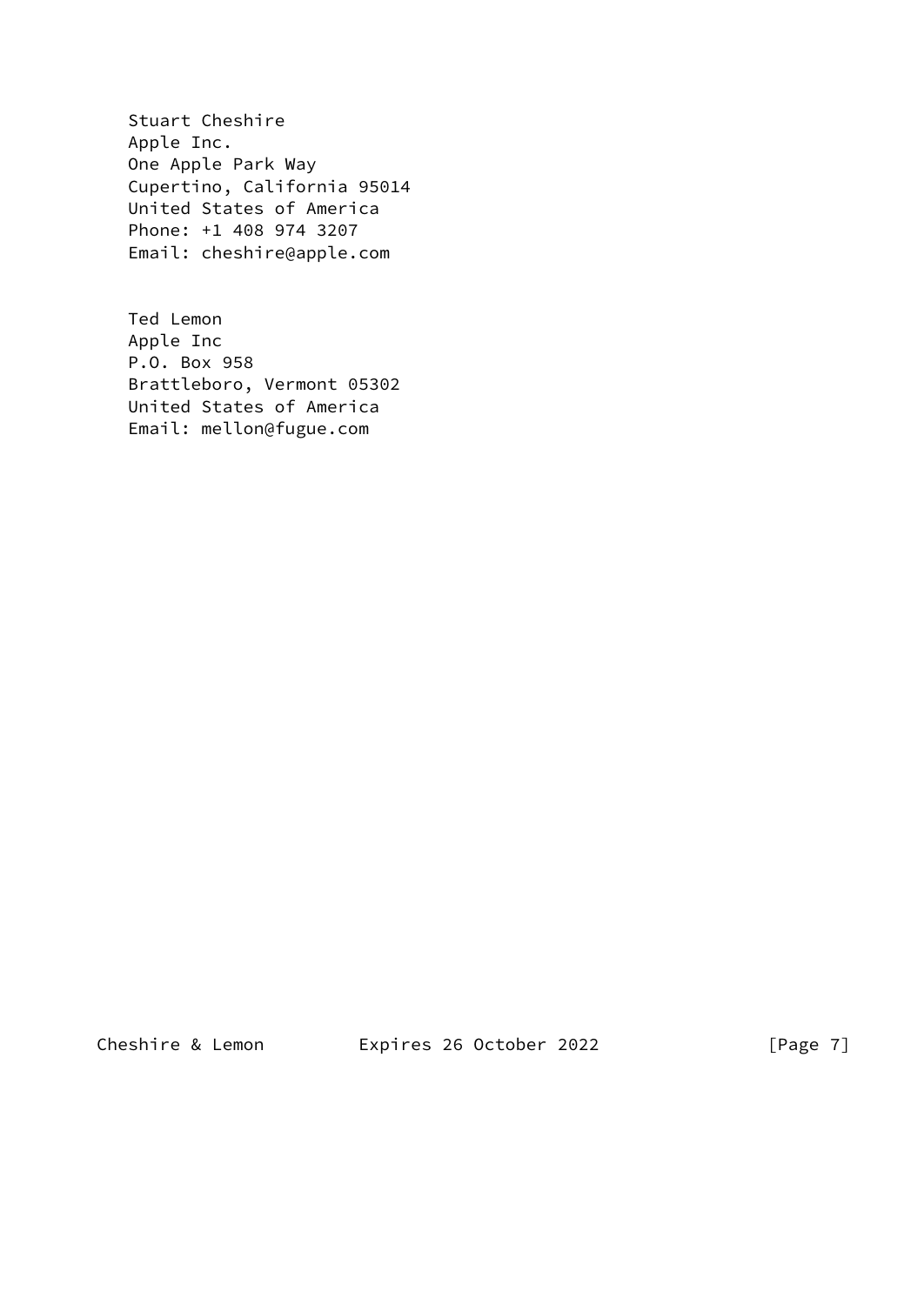Stuart Cheshire
Apple Inc.
One Apple Park Way
Cupertino, California 95014
United States of America
Phone: +1 408 974 3207
Email: cheshire@apple.com

Ted Lemon
Apple Inc
P.O. Box 958
Brattleboro, Vermont 05302
United States of America
Email: mellon@fugue.com